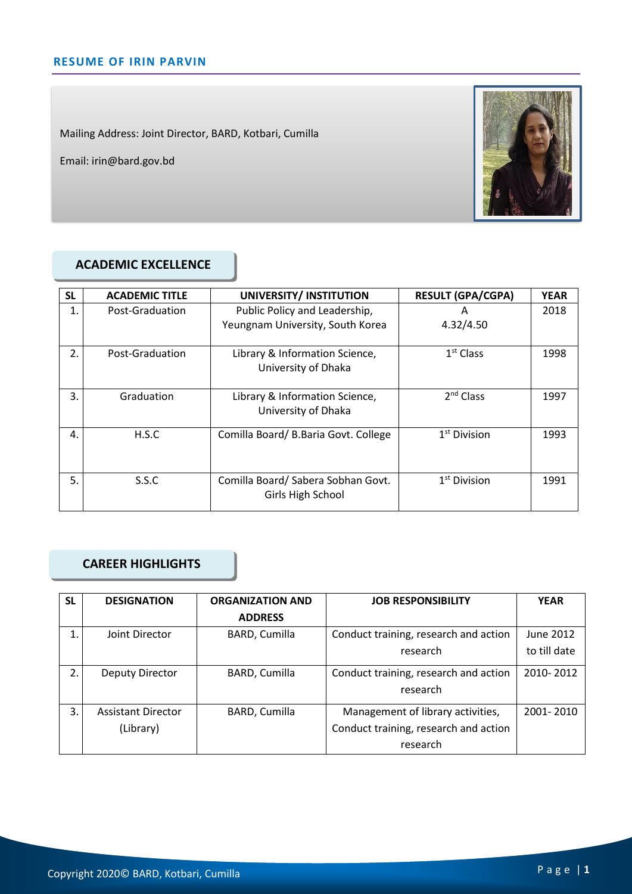## RESUME OF IRIN PARVIN

Mailing Address: Joint Director, BARD, Kotbari, Cumilla

Email: irin@bard.gov.bd

### ACADEMIC EXCELLENCE

| SL | ACADEMIC TITLE | UNIVERSITY/ INSTITUTION | RESULT (GPA/CGPA) | YEAR |
|---|---|---|---|---|
| 1. | Post-Graduation | Public Policy and Leadership, Yeungnam University, South Korea | A 4.32/4.50 | 2018 |
| 2. | Post-Graduation | Library & Information Science, University of Dhaka | 1st Class | 1998 |
| 3. | Graduation | Library & Information Science, University of Dhaka | 2nd Class | 1997 |
| 4. | H.S.C | Comilla Board/ B.Baria Govt. College | 1st Division | 1993 |
| 5. | S.S.C | Comilla Board/ Sabera Sobhan Govt. Girls High School | 1st Division | 1991 |

### CAREER HIGHLIGHTS

| SL | DESIGNATION | ORGANIZATION AND ADDRESS | JOB RESPONSIBILITY | YEAR |
|---|---|---|---|---|
| 1. | Joint Director | BARD, Cumilla | Conduct training, research and action research | June 2012 to till date |
| 2. | Deputy Director | BARD, Cumilla | Conduct training, research and action research | 2010- 2012 |
| 3. | Assistant Director (Library) | BARD, Cumilla | Management of library activities, Conduct training, research and action research | 2001- 2010 |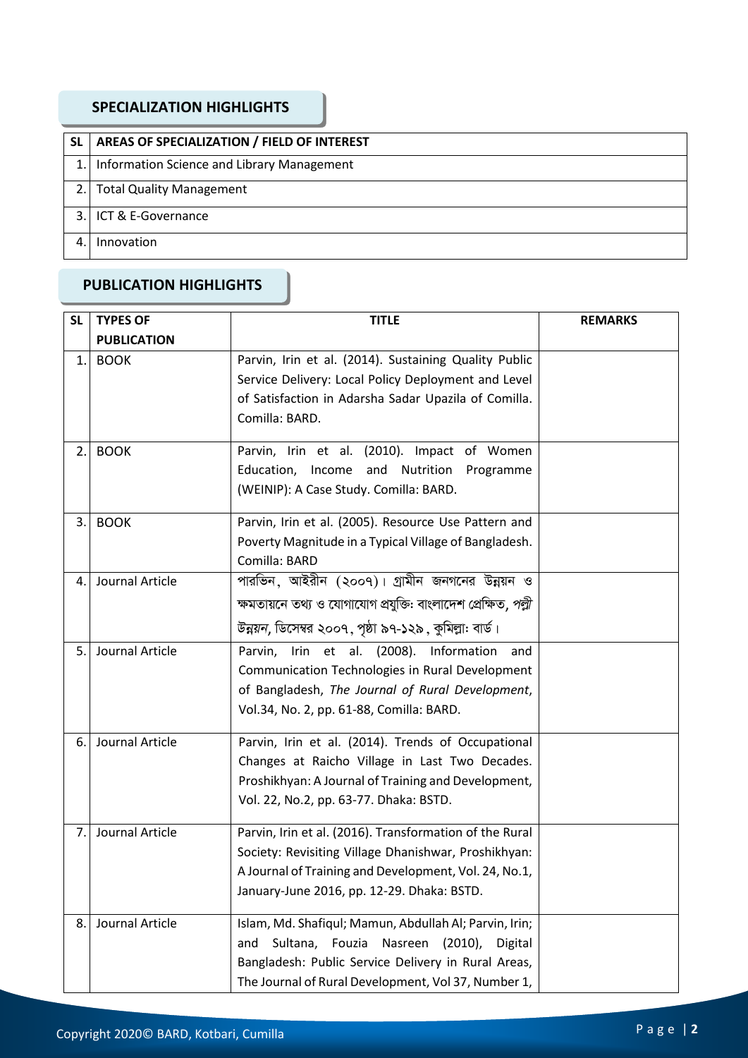## SPECIALIZATION HIGHLIGHTS

| SL | AREAS OF SPECIALIZATION / FIELD OF INTEREST |
|---|---|
| 1. | Information Science and Library Management |
| 2. | Total Quality Management |
| 3. | ICT & E-Governance |
| 4. | Innovation |

## PUBLICATION HIGHLIGHTS

| SL | TYPES OF PUBLICATION | TITLE | REMARKS |
|---|---|---|---|
| 1. | BOOK | Parvin, Irin et al. (2014). Sustaining Quality Public Service Delivery: Local Policy Deployment and Level of Satisfaction in Adarsha Sadar Upazila of Comilla. Comilla: BARD. | |
| 2. | BOOK | Parvin, Irin et al. (2010). Impact of Women Education, Income and Nutrition Programme (WEINIP): A Case Study. Comilla: BARD. | |
| 3. | BOOK | Parvin, Irin et al. (2005). Resource Use Pattern and Poverty Magnitude in a Typical Village of Bangladesh. Comilla: BARD | |
| 4. | Journal Article | পারভিন, আইরীন (২০০৭)। গ্রামীন জনগনের উন্নয়ন ও ক্ষমতায়নে তথ্য ও যোগাযোগ প্রযুক্তি: বাংলাদেশ প্রেক্ষিত, *পল্লী উন্নয়ন*, ডিসেম্বর ২০০৭, পৃষ্ঠা ৯৭-১২৯, কুমিল্লা: বার্ড। | |
| 5. | Journal Article | Parvin, Irin et al. (2008). Information and Communication Technologies in Rural Development of Bangladesh, *The Journal of Rural Development*, Vol.34, No. 2, pp. 61-88, Comilla: BARD. | |
| 6. | Journal Article | Parvin, Irin et al. (2014). Trends of Occupational Changes at Raicho Village in Last Two Decades. Proshikhyan: A Journal of Training and Development, Vol. 22, No.2, pp. 63-77. Dhaka: BSTD. | |
| 7. | Journal Article | Parvin, Irin et al. (2016). Transformation of the Rural Society: Revisiting Village Dhanishwar, Proshikhyan: A Journal of Training and Development, Vol. 24, No.1, January-June 2016, pp. 12-29. Dhaka: BSTD. | |
| 8. | Journal Article | Islam, Md. Shafiqul; Mamun, Abdullah Al; Parvin, Irin; and Sultana, Fouzia Nasreen (2010), Digital Bangladesh: Public Service Delivery in Rural Areas, The Journal of Rural Development, Vol 37, Number 1, | |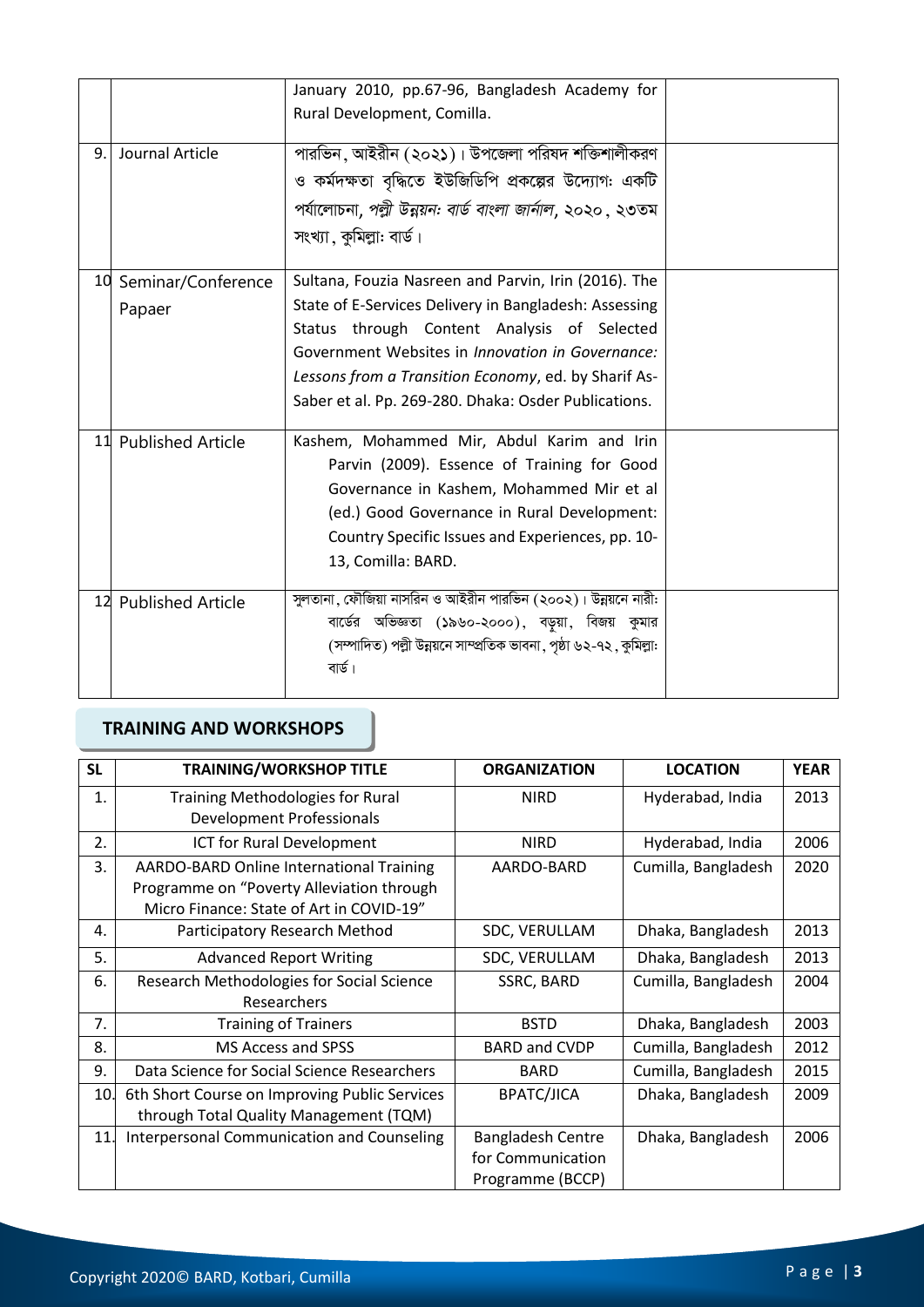| | | | |
|---|---|---|---|
| | | January 2010, pp.67-96, Bangladesh Academy for Rural Development, Comilla. | |
| 9. | Journal Article | পারভিন, আইরীন (২০২১)। উপজেলা পরিষদ শক্তিশালীকরণ ও কর্মদক্ষতা বৃদ্ধিতে ইউজিডিপি প্রকল্পের উদ্যোগ: একটি পর্যালোচনা, *পল্লী উন্নয়ন: বার্ড বাংলা জার্নাল*, ২০২০, ২৩তম সংখ্যা, কুমিল্লা: বার্ড। | |
| 10 | Seminar/Conference Papaer | Sultana, Fouzia Nasreen and Parvin, Irin (2016). The State of E-Services Delivery in Bangladesh: Assessing Status through Content Analysis of Selected Government Websites in *Innovation in Governance: Lessons from a Transition Economy*, ed. by Sharif As-Saber et al. Pp. 269-280. Dhaka: Osder Publications. | |
| 11 | Published Article | Kashem, Mohammed Mir, Abdul Karim and Irin Parvin (2009). Essence of Training for Good Governance in Kashem, Mohammed Mir et al (ed.) Good Governance in Rural Development: Country Specific Issues and Experiences, pp. 10-13, Comilla: BARD. | |
| 12 | Published Article | সুলতানা, ফৌজিয়া নাসরিন ও আইরীন পারভিন (২০০২)। উন্নয়নে নারী: বার্ডের অভিজ্ঞতা (১৯৬০-২০০০), বড়ুয়া, বিজয় কুমার (সম্পাদিত) পল্লী উন্নয়নে সাম্প্রতিক ভাবনা, পৃষ্ঠা ৬২-৭২, কুমিল্লা: বার্ড। | |

## TRAINING AND WORKSHOPS

| SL | TRAINING/WORKSHOP TITLE | ORGANIZATION | LOCATION | YEAR |
|---|---|---|---|---|
| 1. | Training Methodologies for Rural Development Professionals | NIRD | Hyderabad, India | 2013 |
| 2. | ICT for Rural Development | NIRD | Hyderabad, India | 2006 |
| 3. | AARDO-BARD Online International Training Programme on "Poverty Alleviation through Micro Finance: State of Art in COVID-19" | AARDO-BARD | Cumilla, Bangladesh | 2020 |
| 4. | Participatory Research Method | SDC, VERULLAM | Dhaka, Bangladesh | 2013 |
| 5. | Advanced Report Writing | SDC, VERULLAM | Dhaka, Bangladesh | 2013 |
| 6. | Research Methodologies for Social Science Researchers | SSRC, BARD | Cumilla, Bangladesh | 2004 |
| 7. | Training of Trainers | BSTD | Dhaka, Bangladesh | 2003 |
| 8. | MS Access and SPSS | BARD and CVDP | Cumilla, Bangladesh | 2012 |
| 9. | Data Science for Social Science Researchers | BARD | Cumilla, Bangladesh | 2015 |
| 10. | 6th Short Course on Improving Public Services through Total Quality Management (TQM) | BPATC/JICA | Dhaka, Bangladesh | 2009 |
| 11. | Interpersonal Communication and Counseling | Bangladesh Centre for Communication Programme (BCCP) | Dhaka, Bangladesh | 2006 |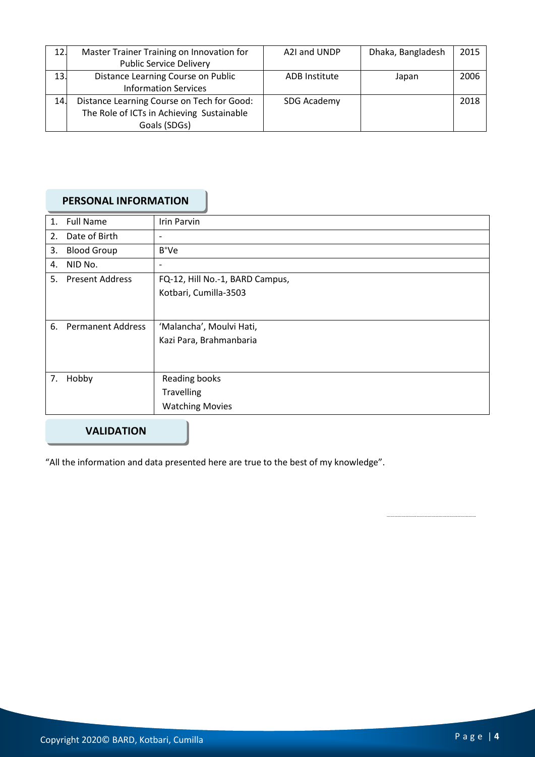| | | | | |
|---|---|---|---|---|
| 12. | Master Trainer Training on Innovation for Public Service Delivery | A2I and UNDP | Dhaka, Bangladesh | 2015 |
| 13. | Distance Learning Course on Public Information Services | ADB Institute | Japan | 2006 |
| 14. | Distance Learning Course on Tech for Good: The Role of ICTs in Achieving Sustainable Goals (SDGs) | SDG Academy | | 2018 |

## PERSONAL INFORMATION

| | |
|---|---|
| 1. Full Name | Irin Parvin |
| 2. Date of Birth | - |
| 3. Blood Group | $B^{+}$Ve |
| 4. NID No. | - |
| 5. Present Address | FQ-12, Hill No.-1, BARD Campus, Kotbari, Cumilla-3503 |
| 6. Permanent Address | 'Malancha', Moulvi Hati, Kazi Para, Brahmanbaria |
| 7. Hobby | Reading books<br>Travelling<br>Watching Movies |

## VALIDATION

"All the information and data presented here are true to the best of my knowledge".

..............................................